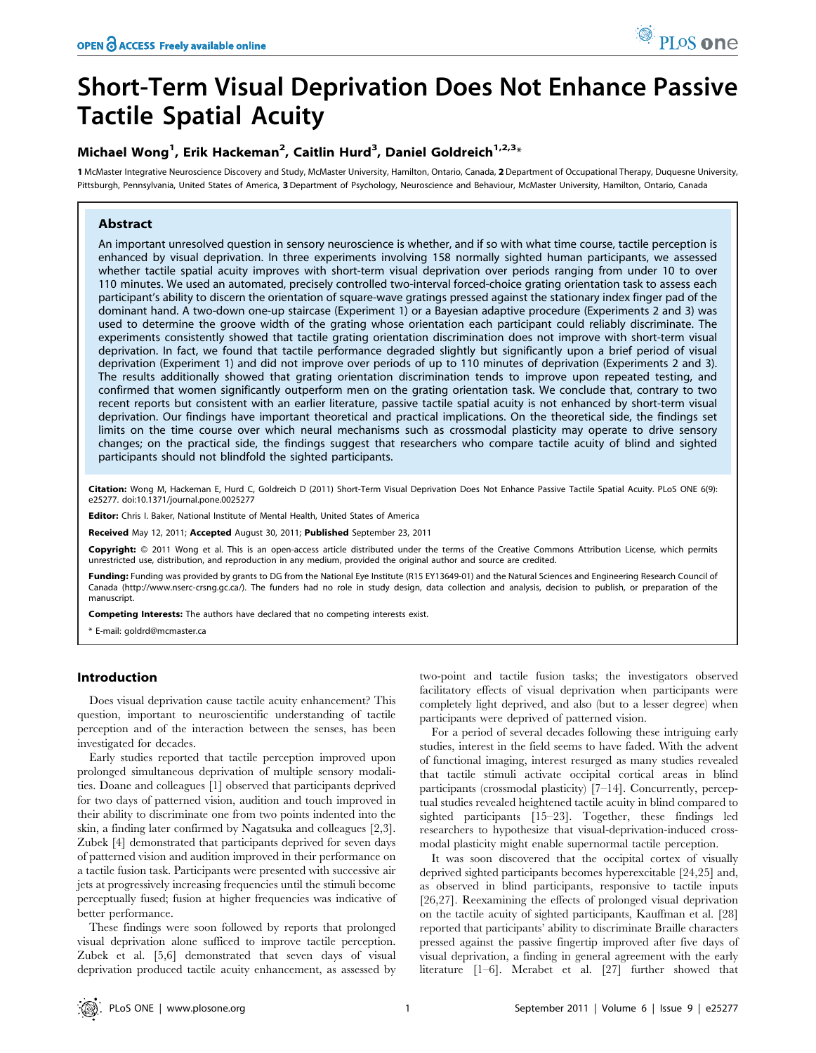# Short-Term Visual Deprivation Does Not Enhance Passive Tactile Spatial Acuity

**Michael Wong[1], Erik Hackeman[2], Caitlin Hurd[3], Daniel Goldreich[1,2,3]***

1 McMaster Integrative Neuroscience Discovery and Study, McMaster University, Hamilton, Ontario, Canada, 2 Department of Occupational Therapy, Duquesne University, Pittsburgh, Pennsylvania, United States of America, 3 Department of Psychology, Neuroscience and Behaviour, McMaster University, Hamilton, Ontario, Canada

## Abstract

An important unresolved question in sensory neuroscience is whether, and if so with what time course, tactile perception is enhanced by visual deprivation. In three experiments involving 158 normally sighted human participants, we assessed whether tactile spatial acuity improves with short-term visual deprivation over periods ranging from under 10 to over 110 minutes. We used an automated, precisely controlled two-interval forced-choice grating orientation task to assess each participant's ability to discern the orientation of square-wave gratings pressed against the stationary index finger pad of the dominant hand. A two-down one-up staircase (Experiment 1) or a Bayesian adaptive procedure (Experiments 2 and 3) was used to determine the groove width of the grating whose orientation each participant could reliably discriminate. The experiments consistently showed that tactile grating orientation discrimination does not improve with short-term visual deprivation. In fact, we found that tactile performance degraded slightly but significantly upon a brief period of visual deprivation (Experiment 1) and did not improve over periods of up to 110 minutes of deprivation (Experiments 2 and 3). The results additionally showed that grating orientation discrimination tends to improve upon repeated testing, and confirmed that women significantly outperform men on the grating orientation task. We conclude that, contrary to two recent reports but consistent with an earlier literature, passive tactile spatial acuity is not enhanced by short-term visual deprivation. Our findings have important theoretical and practical implications. On the theoretical side, the findings set limits on the time course over which neural mechanisms such as crossmodal plasticity may operate to drive sensory changes; on the practical side, the findings suggest that researchers who compare tactile acuity of blind and sighted participants should not blindfold the sighted participants.

**Citation:** Wong M, Hackeman E, Hurd C, Goldreich D (2011) Short-Term Visual Deprivation Does Not Enhance Passive Tactile Spatial Acuity. PLoS ONE 6(9): e25277. doi:10.1371/journal.pone.0025277

**Editor:** Chris I. Baker, National Institute of Mental Health, United States of America

**Received** May 12, 2011; **Accepted** August 30, 2011; **Published** September 23, 2011

**Copyright:** © 2011 Wong et al. This is an open-access article distributed under the terms of the Creative Commons Attribution License, which permits unrestricted use, distribution, and reproduction in any medium, provided the original author and source are credited.

**Funding:** Funding was provided by grants to DG from the National Eye Institute (R15 EY13649-01) and the Natural Sciences and Engineering Research Council of Canada (http://www.nserc-crsng.gc.ca/). The funders had no role in study design, data collection and analysis, decision to publish, or preparation of the manuscript.

**Competing Interests:** The authors have declared that no competing interests exist.

* E-mail: goldrd@mcmaster.ca

## Introduction

Does visual deprivation cause tactile acuity enhancement? This question, important to neuroscientific understanding of tactile perception and of the interaction between the senses, has been investigated for decades.

Early studies reported that tactile perception improved upon prolonged simultaneous deprivation of multiple sensory modalities. Doane and colleagues [1] observed that participants deprived for two days of patterned vision, audition and touch improved in their ability to discriminate one from two points indented into the skin, a finding later confirmed by Nagatsuka and colleagues [2,3]. Zubek [4] demonstrated that participants deprived for seven days of patterned vision and audition improved in their performance on a tactile fusion task. Participants were presented with successive air jets at progressively increasing frequencies until the stimuli become perceptually fused; fusion at higher frequencies was indicative of better performance.

These findings were soon followed by reports that prolonged visual deprivation alone sufficed to improve tactile perception. Zubek et al. [5,6] demonstrated that seven days of visual deprivation produced tactile acuity enhancement, as assessed by two-point and tactile fusion tasks; the investigators observed facilitatory effects of visual deprivation when participants were completely light deprived, and also (but to a lesser degree) when participants were deprived of patterned vision.

For a period of several decades following these intriguing early studies, interest in the field seems to have faded. With the advent of functional imaging, interest resurged as many studies revealed that tactile stimuli activate occipital cortical areas in blind participants (crossmodal plasticity) [7–14]. Concurrently, perceptual studies revealed heightened tactile acuity in blind compared to sighted participants [15–23]. Together, these findings led researchers to hypothesize that visual-deprivation-induced crossmodal plasticity might enable supernormal tactile perception.

It was soon discovered that the occipital cortex of visually deprived sighted participants becomes hyperexcitable [24,25] and, as observed in blind participants, responsive to tactile inputs [26,27]. Reexamining the effects of prolonged visual deprivation on the tactile acuity of sighted participants, Kauffman et al. [28] reported that participants' ability to discriminate Braille characters pressed against the passive fingertip improved after five days of visual deprivation, a finding in general agreement with the early literature [1–6]. Merabet et al. [27] further showed that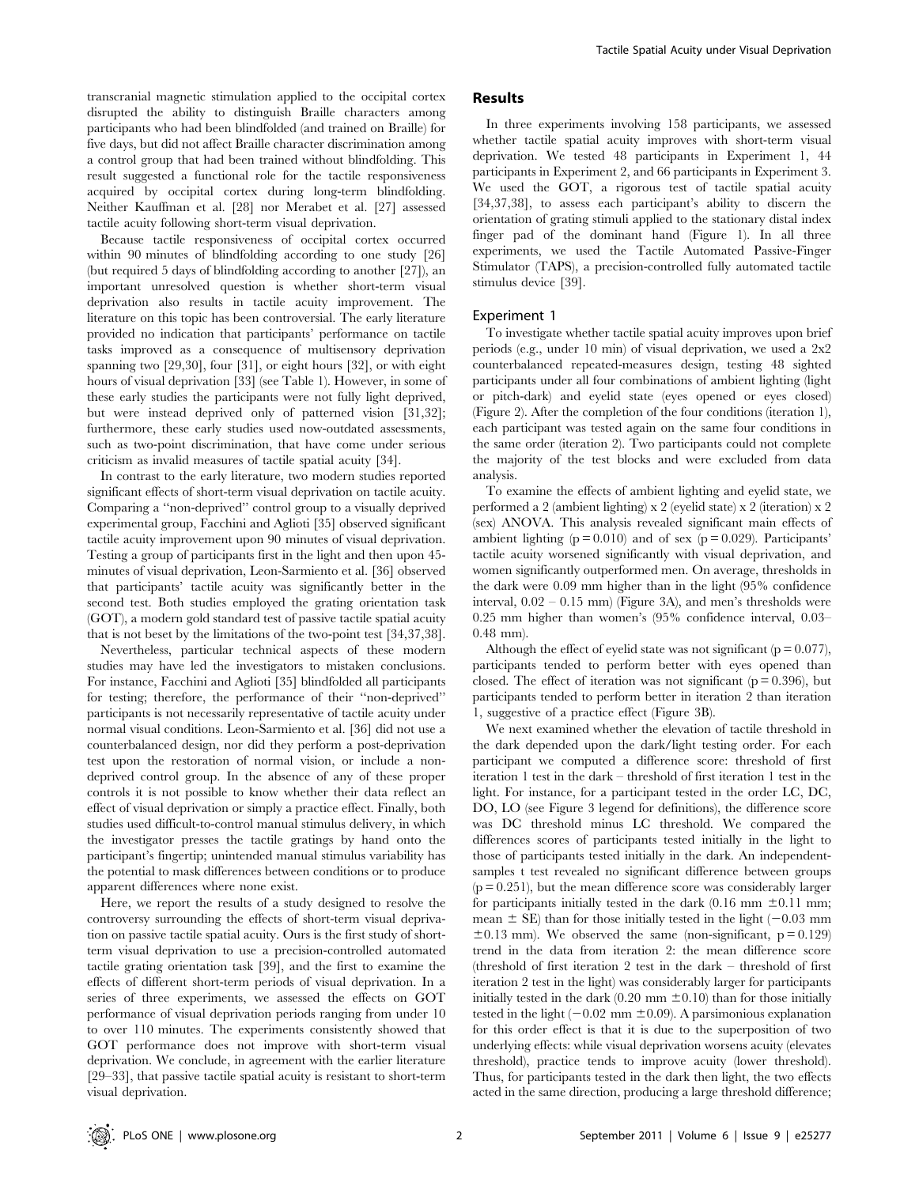transcranial magnetic stimulation applied to the occipital cortex disrupted the ability to distinguish Braille characters among participants who had been blindfolded (and trained on Braille) for five days, but did not affect Braille character discrimination among a control group that had been trained without blindfolding. This result suggested a functional role for the tactile responsiveness acquired by occipital cortex during long-term blindfolding. Neither Kauffman et al. [28] nor Merabet et al. [27] assessed tactile acuity following short-term visual deprivation.

Because tactile responsiveness of occipital cortex occurred within 90 minutes of blindfolding according to one study [26] (but required 5 days of blindfolding according to another [27]), an important unresolved question is whether short-term visual deprivation also results in tactile acuity improvement. The literature on this topic has been controversial. The early literature provided no indication that participants' performance on tactile tasks improved as a consequence of multisensory deprivation spanning two [29,30], four [31], or eight hours [32], or with eight hours of visual deprivation [33] (see Table 1). However, in some of these early studies the participants were not fully light deprived, but were instead deprived only of patterned vision [31,32]; furthermore, these early studies used now-outdated assessments, such as two-point discrimination, that have come under serious criticism as invalid measures of tactile spatial acuity [34].

In contrast to the early literature, two modern studies reported significant effects of short-term visual deprivation on tactile acuity. Comparing a "non-deprived" control group to a visually deprived experimental group, Facchini and Aglioti [35] observed significant tactile acuity improvement upon 90 minutes of visual deprivation. Testing a group of participants first in the light and then upon 45-minutes of visual deprivation, Leon-Sarmiento et al. [36] observed that participants' tactile acuity was significantly better in the second test. Both studies employed the grating orientation task (GOT), a modern gold standard test of passive tactile spatial acuity that is not beset by the limitations of the two-point test [34,37,38].

Nevertheless, particular technical aspects of these modern studies may have led the investigators to mistaken conclusions. For instance, Facchini and Aglioti [35] blindfolded all participants for testing; therefore, the performance of their "non-deprived" participants is not necessarily representative of tactile acuity under normal visual conditions. Leon-Sarmiento et al. [36] did not use a counterbalanced design, nor did they perform a post-deprivation test upon the restoration of normal vision, or include a non-deprived control group. In the absence of any of these proper controls it is not possible to know whether their data reflect an effect of visual deprivation or simply a practice effect. Finally, both studies used difficult-to-control manual stimulus delivery, in which the investigator presses the tactile gratings by hand onto the participant's fingertip; unintended manual stimulus variability has the potential to mask differences between conditions or to produce apparent differences where none exist.

Here, we report the results of a study designed to resolve the controversy surrounding the effects of short-term visual deprivation on passive tactile spatial acuity. Ours is the first study of short-term visual deprivation to use a precision-controlled automated tactile grating orientation task [39], and the first to examine the effects of different short-term periods of visual deprivation. In a series of three experiments, we assessed the effects on GOT performance of visual deprivation periods ranging from under 10 to over 110 minutes. The experiments consistently showed that GOT performance does not improve with short-term visual deprivation. We conclude, in agreement with the earlier literature [29–33], that passive tactile spatial acuity is resistant to short-term visual deprivation.

## Results

In three experiments involving 158 participants, we assessed whether tactile spatial acuity improves with short-term visual deprivation. We tested 48 participants in Experiment 1, 44 participants in Experiment 2, and 66 participants in Experiment 3. We used the GOT, a rigorous test of tactile spatial acuity [34,37,38], to assess each participant's ability to discern the orientation of grating stimuli applied to the stationary distal index finger pad of the dominant hand (Figure 1). In all three experiments, we used the Tactile Automated Passive-Finger Stimulator (TAPS), a precision-controlled fully automated tactile stimulus device [39].

### Experiment 1

To investigate whether tactile spatial acuity improves upon brief periods (e.g., under 10 min) of visual deprivation, we used a 2x2 counterbalanced repeated-measures design, testing 48 sighted participants under all four combinations of ambient lighting (light or pitch-dark) and eyelid state (eyes opened or eyes closed) (Figure 2). After the completion of the four conditions (iteration 1), each participant was tested again on the same four conditions in the same order (iteration 2). Two participants could not complete the majority of the test blocks and were excluded from data analysis.

To examine the effects of ambient lighting and eyelid state, we performed a 2 (ambient lighting) x 2 (eyelid state) x 2 (iteration) x 2 (sex) ANOVA. This analysis revealed significant main effects of ambient lighting ($p = 0.010$) and of sex ($p = 0.029$). Participants' tactile acuity worsened significantly with visual deprivation, and women significantly outperformed men. On average, thresholds in the dark were 0.09 mm higher than in the light (95% confidence interval, 0.02 – 0.15 mm) (Figure 3A), and men's thresholds were 0.25 mm higher than women's (95% confidence interval, 0.03–0.48 mm).

Although the effect of eyelid state was not significant ($p = 0.077$), participants tended to perform better with eyes opened than closed. The effect of iteration was not significant ($p = 0.396$), but participants tended to perform better in iteration 2 than iteration 1, suggestive of a practice effect (Figure 3B).

We next examined whether the elevation of tactile threshold in the dark depended upon the dark/light testing order. For each participant we computed a difference score: threshold of first iteration 1 test in the dark – threshold of first iteration 1 test in the light. For instance, for a participant tested in the order LC, DC, DO, LO (see Figure 3 legend for definitions), the difference score was DC threshold minus LC threshold. We compared the differences scores of participants tested initially in the light to those of participants tested initially in the dark. An independent-samples t test revealed no significant difference between groups ($p = 0.251$), but the mean difference score was considerably larger for participants initially tested in the dark (0.16 mm $\pm$0.11 mm; mean $\pm$ SE) than for those initially tested in the light ($-0.03$ mm $\pm$0.13 mm). We observed the same (non-significant, $p = 0.129$) trend in the data from iteration 2: the mean difference score (threshold of first iteration 2 test in the dark – threshold of first iteration 2 test in the light) was considerably larger for participants initially tested in the dark (0.20 mm $\pm$0.10) than for those initially tested in the light ($-0.02$ mm $\pm$0.09). A parsimonious explanation for this order effect is that it is due to the superposition of two underlying effects: while visual deprivation worsens acuity (elevates threshold), practice tends to improve acuity (lower threshold). Thus, for participants tested in the dark then light, the two effects acted in the same direction, producing a large threshold difference;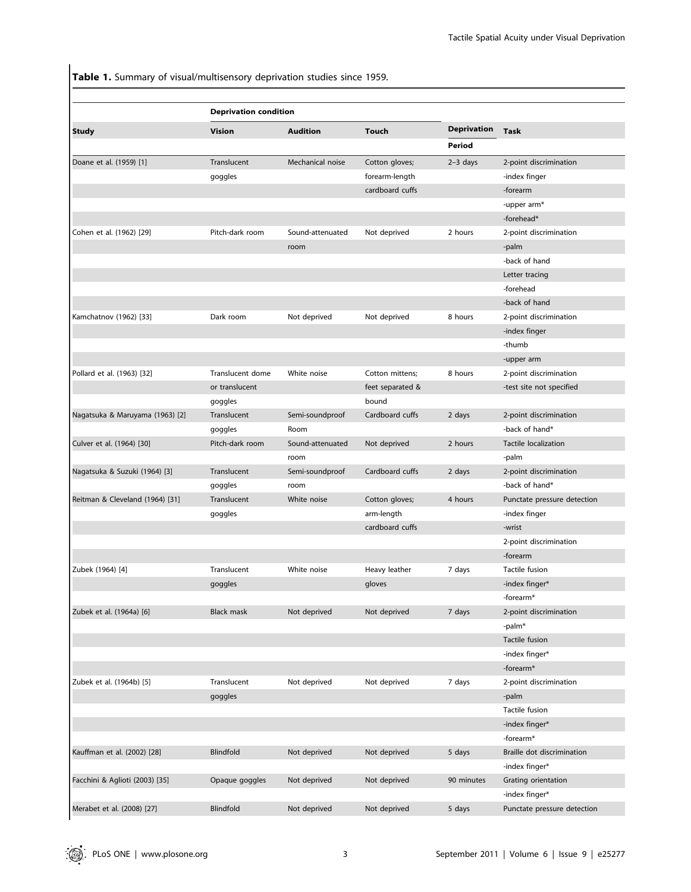**Table 1.** Summary of visual/multisensory deprivation studies since 1959.

| | Deprivation condition | | | | |
|---|---|---|---|---|---|
| **Study** | **Vision** | **Audition** | **Touch** | **Deprivation Period** | **Task** |
| Doane et al. (1959) [1] | Translucent goggles | Mechanical noise | Cotton gloves; forearm-length cardboard cuffs | 2–3 days | 2-point discrimination |
| | | | | | -index finger |
| | | | | | -forearm |
| | | | | | -upper arm* |
| | | | | | -forehead* |
| Cohen et al. (1962) [29] | Pitch-dark room | Sound-attenuated room | Not deprived | 2 hours | 2-point discrimination |
| | | | | | -palm |
| | | | | | -back of hand |
| | | | | | Letter tracing |
| | | | | | -forehead |
| | | | | | -back of hand |
| Kamchatnov (1962) [33] | Dark room | Not deprived | Not deprived | 8 hours | 2-point discrimination |
| | | | | | -index finger |
| | | | | | -thumb |
| | | | | | -upper arm |
| Pollard et al. (1963) [32] | Translucent dome or translucent goggles | White noise | Cotton mittens; feet separated & bound | 8 hours | 2-point discrimination |
| | | | | | -test site not specified |
| Nagatsuka & Maruyama (1963) [2] | Translucent goggles | Semi-soundproof Room | Cardboard cuffs | 2 days | 2-point discrimination |
| | | | | | -back of hand* |
| Culver et al. (1964) [30] | Pitch-dark room | Sound-attenuated room | Not deprived | 2 hours | Tactile localization |
| | | | | | -palm |
| Nagatsuka & Suzuki (1964) [3] | Translucent goggles | Semi-soundproof room | Cardboard cuffs | 2 days | 2-point discrimination |
| | | | | | -back of hand* |
| Reitman & Cleveland (1964) [31] | Translucent goggles | White noise | Cotton gloves; arm-length cardboard cuffs | 4 hours | Punctate pressure detection |
| | | | | | -index finger |
| | | | | | -wrist |
| | | | | | 2-point discrimination |
| | | | | | -forearm |
| Zubek (1964) [4] | Translucent goggles | White noise | Heavy leather gloves | 7 days | Tactile fusion |
| | | | | | -index finger* |
| | | | | | -forearm* |
| Zubek et al. (1964a) [6] | Black mask | Not deprived | Not deprived | 7 days | 2-point discrimination |
| | | | | | -palm* |
| | | | | | Tactile fusion |
| | | | | | -index finger* |
| | | | | | -forearm* |
| Zubek et al. (1964b) [5] | Translucent goggles | Not deprived | Not deprived | 7 days | 2-point discrimination |
| | | | | | -palm |
| | | | | | Tactile fusion |
| | | | | | -index finger* |
| | | | | | -forearm* |
| Kauffman et al. (2002) [28] | Blindfold | Not deprived | Not deprived | 5 days | Braille dot discrimination |
| | | | | | -index finger* |
| Facchini & Aglioti (2003) [35] | Opaque goggles | Not deprived | Not deprived | 90 minutes | Grating orientation |
| | | | | | -index finger* |
| Merabet et al. (2008) [27] | Blindfold | Not deprived | Not deprived | 5 days | Punctate pressure detection |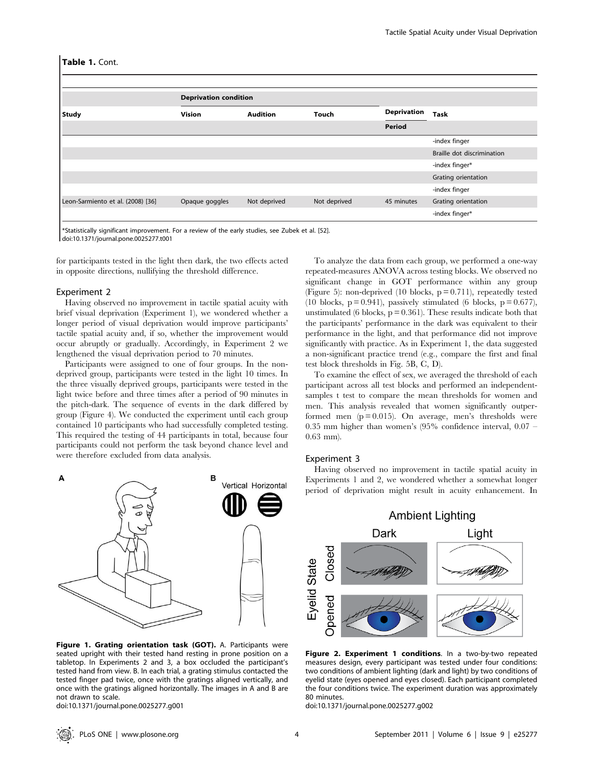**Table 1.** Cont.

| Study | Deprivation condition | | | Deprivation Period | Task |
|---|---|---|---|---|---|
| | Vision | Audition | Touch | | |
| | | | | | -index finger |
| | | | | | Braille dot discrimination |
| | | | | | -index finger* |
| | | | | | Grating orientation |
| | | | | | -index finger |
| Leon-Sarmiento et al. (2008) [36] | Opaque goggles | Not deprived | Not deprived | 45 minutes | Grating orientation |
| | | | | | -index finger* |

*Statistically significant improvement. For a review of the early studies, see Zubek et al. [52].
doi:10.1371/journal.pone.0025277.t001

for participants tested in the light then dark, the two effects acted in opposite directions, nullifying the threshold difference.

## Experiment 2

Having observed no improvement in tactile spatial acuity with brief visual deprivation (Experiment 1), we wondered whether a longer period of visual deprivation would improve participants' tactile spatial acuity and, if so, whether the improvement would occur abruptly or gradually. Accordingly, in Experiment 2 we lengthened the visual deprivation period to 70 minutes.

Participants were assigned to one of four groups. In the non-deprived group, participants were tested in the light 10 times. In the three visually deprived groups, participants were tested in the light twice before and three times after a period of 90 minutes in the pitch-dark. The sequence of events in the dark differed by group (Figure 4). We conducted the experiment until each group contained 10 participants who had successfully completed testing. This required the testing of 44 participants in total, because four participants could not perform the task beyond chance level and were therefore excluded from data analysis.

**Figure 1. Grating orientation task (GOT).** A. Participants were seated upright with their tested hand resting in prone position on a tabletop. In Experiments 2 and 3, a box occluded the participant's tested hand from view. B. In each trial, a grating stimulus contacted the tested finger pad twice, once with the gratings aligned vertically, and once with the gratings aligned horizontally. The images in A and B are not drawn to scale.
doi:10.1371/journal.pone.0025277.g001

To analyze the data from each group, we performed a one-way repeated-measures ANOVA across testing blocks. We observed no significant change in GOT performance within any group (Figure 5): non-deprived (10 blocks, $p = 0.711$), repeatedly tested (10 blocks, $p = 0.941$), passively stimulated (6 blocks, $p = 0.677$), unstimulated (6 blocks, $p = 0.361$). These results indicate both that the participants' performance in the dark was equivalent to their performance in the light, and that performance did not improve significantly with practice. As in Experiment 1, the data suggested a non-significant practice trend (e.g., compare the first and final test block thresholds in Fig. 5B, C, D).

To examine the effect of sex, we averaged the threshold of each participant across all test blocks and performed an independent-samples t test to compare the mean thresholds for women and men. This analysis revealed that women significantly outperformed men ($p = 0.015$). On average, men's thresholds were 0.35 mm higher than women's (95% confidence interval, 0.07 – 0.63 mm).

## Experiment 3

Having observed no improvement in tactile spatial acuity in Experiments 1 and 2, we wondered whether a somewhat longer period of deprivation might result in acuity enhancement. In

**Figure 2. Experiment 1 conditions**. In a two-by-two repeated measures design, every participant was tested under four conditions: two conditions of ambient lighting (dark and light) by two conditions of eyelid state (eyes opened and eyes closed). Each participant completed the four conditions twice. The experiment duration was approximately 80 minutes.
doi:10.1371/journal.pone.0025277.g002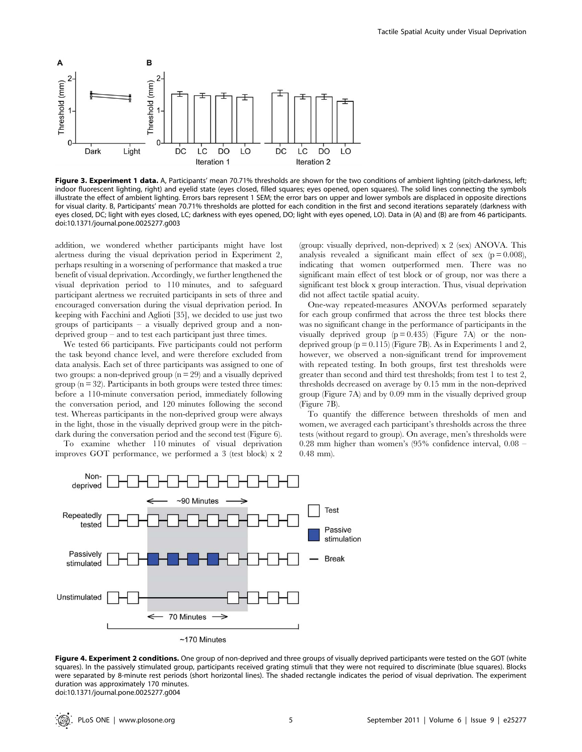**Figure 3. Experiment 1 data.** A, Participants' mean 70.71% thresholds are shown for the two conditions of ambient lighting (pitch-darkness, left; indoor fluorescent lighting, right) and eyelid state (eyes closed, filled squares; eyes opened, open squares). The solid lines connecting the symbols illustrate the effect of ambient lighting. Errors bars represent 1 SEM; the error bars on upper and lower symbols are displaced in opposite directions for visual clarity. B, Participants' mean 70.71% thresholds are plotted for each condition in the first and second iterations separately (darkness with eyes closed, DC; light with eyes closed, LC; darkness with eyes opened, DO; light with eyes opened, LO). Data in (A) and (B) are from 46 participants.
doi:10.1371/journal.pone.0025277.g003

addition, we wondered whether participants might have lost alertness during the visual deprivation period in Experiment 2, perhaps resulting in a worsening of performance that masked a true benefit of visual deprivation. Accordingly, we further lengthened the visual deprivation period to 110 minutes, and to safeguard participant alertness we recruited participants in sets of three and encouraged conversation during the visual deprivation period. In keeping with Facchini and Aglioti [35], we decided to use just two groups of participants – a visually deprived group and a non-deprived group – and to test each participant just three times.

We tested 66 participants. Five participants could not perform the task beyond chance level, and were therefore excluded from data analysis. Each set of three participants was assigned to one of two groups: a non-deprived group ($n = 29$) and a visually deprived group ($n = 32$). Participants in both groups were tested three times: before a 110-minute conversation period, immediately following the conversation period, and 120 minutes following the second test. Whereas participants in the non-deprived group were always in the light, those in the visually deprived group were in the pitch-dark during the conversation period and the second test (Figure 6).

To examine whether 110 minutes of visual deprivation improves GOT performance, we performed a 3 (test block) x 2 (group: visually deprived, non-deprived) x 2 (sex) ANOVA. This analysis revealed a significant main effect of sex ($p = 0.008$), indicating that women outperformed men. There was no significant main effect of test block or of group, nor was there a significant test block x group interaction. Thus, visual deprivation did not affect tactile spatial acuity.

One-way repeated-measures ANOVAs performed separately for each group confirmed that across the three test blocks there was no significant change in the performance of participants in the visually deprived group ($p = 0.435$) (Figure 7A) or the non-deprived group ($p = 0.115$) (Figure 7B). As in Experiments 1 and 2, however, we observed a non-significant trend for improvement with repeated testing. In both groups, first test thresholds were greater than second and third test thresholds; from test 1 to test 2, thresholds decreased on average by 0.15 mm in the non-deprived group (Figure 7A) and by 0.09 mm in the visually deprived group (Figure 7B).

To quantify the difference between thresholds of men and women, we averaged each participant's thresholds across the three tests (without regard to group). On average, men's thresholds were 0.28 mm higher than women's (95% confidence interval, 0.08 – 0.48 mm).

**Figure 4. Experiment 2 conditions.** One group of non-deprived and three groups of visually deprived participants were tested on the GOT (white squares). In the passively stimulated group, participants received grating stimuli that they were not required to discriminate (blue squares). Blocks were separated by 8-minute rest periods (short horizontal lines). The shaded rectangle indicates the period of visual deprivation. The experiment duration was approximately 170 minutes.
doi:10.1371/journal.pone.0025277.g004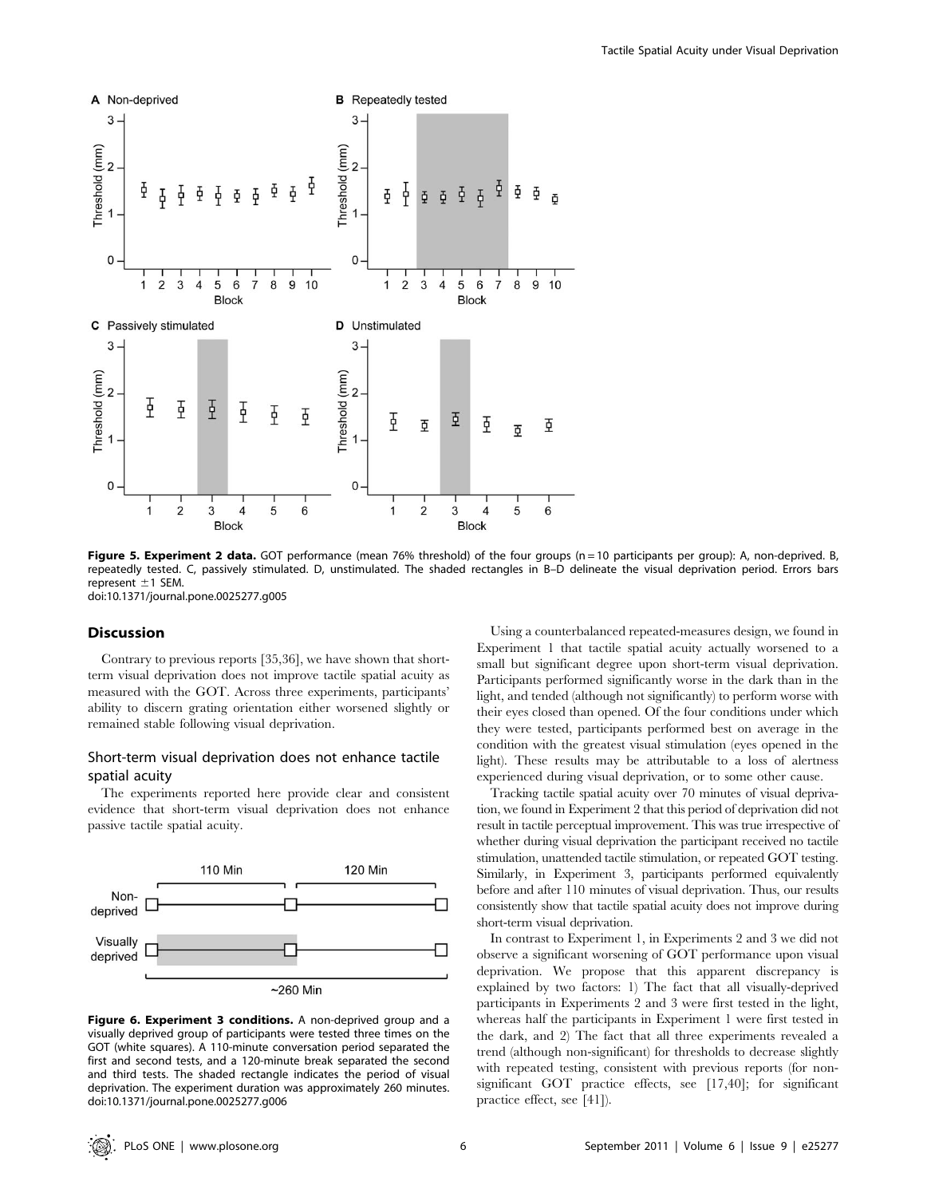**Figure 5. Experiment 2 data.** GOT performance (mean 76% threshold) of the four groups (n = 10 participants per group): A, non-deprived. B, repeatedly tested. C, passively stimulated. D, unstimulated. The shaded rectangles in B–D delineate the visual deprivation period. Errors bars represent ±1 SEM.
doi:10.1371/journal.pone.0025277.g005

## Discussion

Contrary to previous reports [35,36], we have shown that short-term visual deprivation does not improve tactile spatial acuity as measured with the GOT. Across three experiments, participants' ability to discern grating orientation either worsened slightly or remained stable following visual deprivation.

### Short-term visual deprivation does not enhance tactile spatial acuity

The experiments reported here provide clear and consistent evidence that short-term visual deprivation does not enhance passive tactile spatial acuity.

**Figure 6. Experiment 3 conditions.** A non-deprived group and a visually deprived group of participants were tested three times on the GOT (white squares). A 110-minute conversation period separated the first and second tests, and a 120-minute break separated the second and third tests. The shaded rectangle indicates the period of visual deprivation. The experiment duration was approximately 260 minutes.
doi:10.1371/journal.pone.0025277.g006

Using a counterbalanced repeated-measures design, we found in Experiment 1 that tactile spatial acuity actually worsened to a small but significant degree upon short-term visual deprivation. Participants performed significantly worse in the dark than in the light, and tended (although not significantly) to perform worse with their eyes closed than opened. Of the four conditions under which they were tested, participants performed best on average in the condition with the greatest visual stimulation (eyes opened in the light). These results may be attributable to a loss of alertness experienced during visual deprivation, or to some other cause.

Tracking tactile spatial acuity over 70 minutes of visual deprivation, we found in Experiment 2 that this period of deprivation did not result in tactile perceptual improvement. This was true irrespective of whether during visual deprivation the participant received no tactile stimulation, unattended tactile stimulation, or repeated GOT testing. Similarly, in Experiment 3, participants performed equivalently before and after 110 minutes of visual deprivation. Thus, our results consistently show that tactile spatial acuity does not improve during short-term visual deprivation.

In contrast to Experiment 1, in Experiments 2 and 3 we did not observe a significant worsening of GOT performance upon visual deprivation. We propose that this apparent discrepancy is explained by two factors: 1) The fact that all visually-deprived participants in Experiments 2 and 3 were first tested in the light, whereas half the participants in Experiment 1 were first tested in the dark, and 2) The fact that all three experiments revealed a trend (although non-significant) for thresholds to decrease slightly with repeated testing, consistent with previous reports (for non-significant GOT practice effects, see [17,40]; for significant practice effect, see [41]).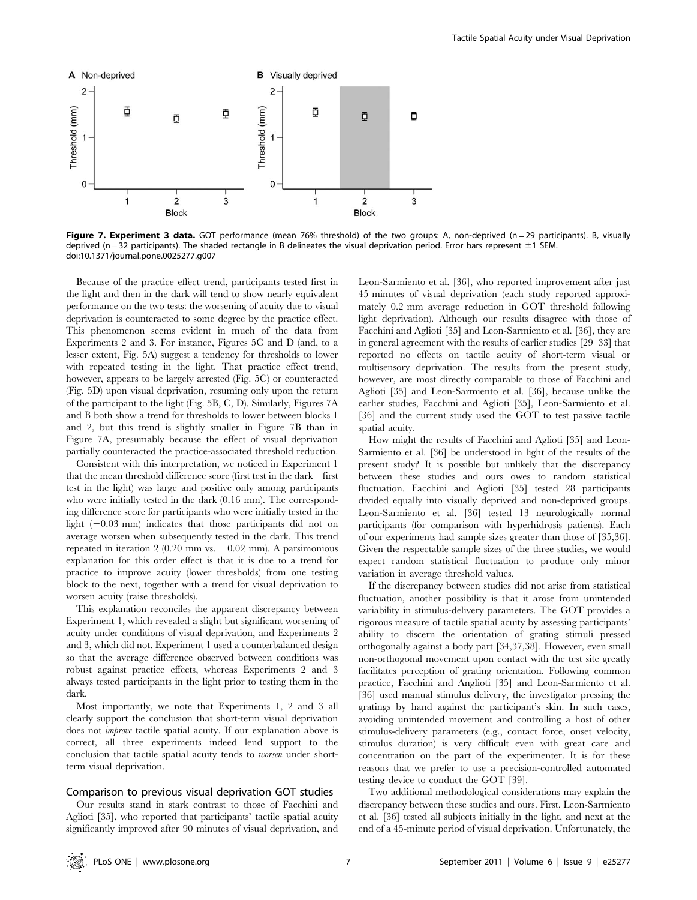**Figure 7. Experiment 3 data.** GOT performance (mean 76% threshold) of the two groups: A, non-deprived (n = 29 participants). B, visually deprived (n = 32 participants). The shaded rectangle in B delineates the visual deprivation period. Error bars represent ±1 SEM.
doi:10.1371/journal.pone.0025277.g007

Because of the practice effect trend, participants tested first in the light and then in the dark will tend to show nearly equivalent performance on the two tests: the worsening of acuity due to visual deprivation is counteracted to some degree by the practice effect. This phenomenon seems evident in much of the data from Experiments 2 and 3. For instance, Figures 5C and D (and, to a lesser extent, Fig. 5A) suggest a tendency for thresholds to lower with repeated testing in the light. That practice effect trend, however, appears to be largely arrested (Fig. 5C) or counteracted (Fig. 5D) upon visual deprivation, resuming only upon the return of the participant to the light (Fig. 5B, C, D). Similarly, Figures 7A and B both show a trend for thresholds to lower between blocks 1 and 2, but this trend is slightly smaller in Figure 7B than in Figure 7A, presumably because the effect of visual deprivation partially counteracted the practice-associated threshold reduction.

Consistent with this interpretation, we noticed in Experiment 1 that the mean threshold difference score (first test in the dark – first test in the light) was large and positive only among participants who were initially tested in the dark (0.16 mm). The corresponding difference score for participants who were initially tested in the light (−0.03 mm) indicates that those participants did not on average worsen when subsequently tested in the dark. This trend repeated in iteration 2 (0.20 mm vs. −0.02 mm). A parsimonious explanation for this order effect is that it is due to a trend for practice to improve acuity (lower thresholds) from one testing block to the next, together with a trend for visual deprivation to worsen acuity (raise thresholds).

This explanation reconciles the apparent discrepancy between Experiment 1, which revealed a slight but significant worsening of acuity under conditions of visual deprivation, and Experiments 2 and 3, which did not. Experiment 1 used a counterbalanced design so that the average difference observed between conditions was robust against practice effects, whereas Experiments 2 and 3 always tested participants in the light prior to testing them in the dark.

Most importantly, we note that Experiments 1, 2 and 3 all clearly support the conclusion that short-term visual deprivation does not *improve* tactile spatial acuity. If our explanation above is correct, all three experiments indeed lend support to the conclusion that tactile spatial acuity tends to *worsen* under short-term visual deprivation.

### Comparison to previous visual deprivation GOT studies

Our results stand in stark contrast to those of Facchini and Aglioti [35], who reported that participants' tactile spatial acuity significantly improved after 90 minutes of visual deprivation, and Leon-Sarmiento et al. [36], who reported improvement after just 45 minutes of visual deprivation (each study reported approximately 0.2 mm average reduction in GOT threshold following light deprivation). Although our results disagree with those of Facchini and Aglioti [35] and Leon-Sarmiento et al. [36], they are in general agreement with the results of earlier studies [29–33] that reported no effects on tactile acuity of short-term visual or multisensory deprivation. The results from the present study, however, are most directly comparable to those of Facchini and Aglioti [35] and Leon-Sarmiento et al. [36], because unlike the earlier studies, Facchini and Aglioti [35], Leon-Sarmiento et al. [36] and the current study used the GOT to test passive tactile spatial acuity.

How might the results of Facchini and Aglioti [35] and Leon-Sarmiento et al. [36] be understood in light of the results of the present study? It is possible but unlikely that the discrepancy between these studies and ours owes to random statistical fluctuation. Facchini and Aglioti [35] tested 28 participants divided equally into visually deprived and non-deprived groups. Leon-Sarmiento et al. [36] tested 13 neurologically normal participants (for comparison with hyperhidrosis patients). Each of our experiments had sample sizes greater than those of [35,36]. Given the respectable sample sizes of the three studies, we would expect random statistical fluctuation to produce only minor variation in average threshold values.

If the discrepancy between studies did not arise from statistical fluctuation, another possibility is that it arose from unintended variability in stimulus-delivery parameters. The GOT provides a rigorous measure of tactile spatial acuity by assessing participants' ability to discern the orientation of grating stimuli pressed orthogonally against a body part [34,37,38]. However, even small non-orthogonal movement upon contact with the test site greatly facilitates perception of grating orientation. Following common practice, Facchini and Anglioti [35] and Leon-Sarmiento et al. [36] used manual stimulus delivery, the investigator pressing the gratings by hand against the participant's skin. In such cases, avoiding unintended movement and controlling a host of other stimulus-delivery parameters (e.g., contact force, onset velocity, stimulus duration) is very difficult even with great care and concentration on the part of the experimenter. It is for these reasons that we prefer to use a precision-controlled automated testing device to conduct the GOT [39].

Two additional methodological considerations may explain the discrepancy between these studies and ours. First, Leon-Sarmiento et al. [36] tested all subjects initially in the light, and next at the end of a 45-minute period of visual deprivation. Unfortunately, the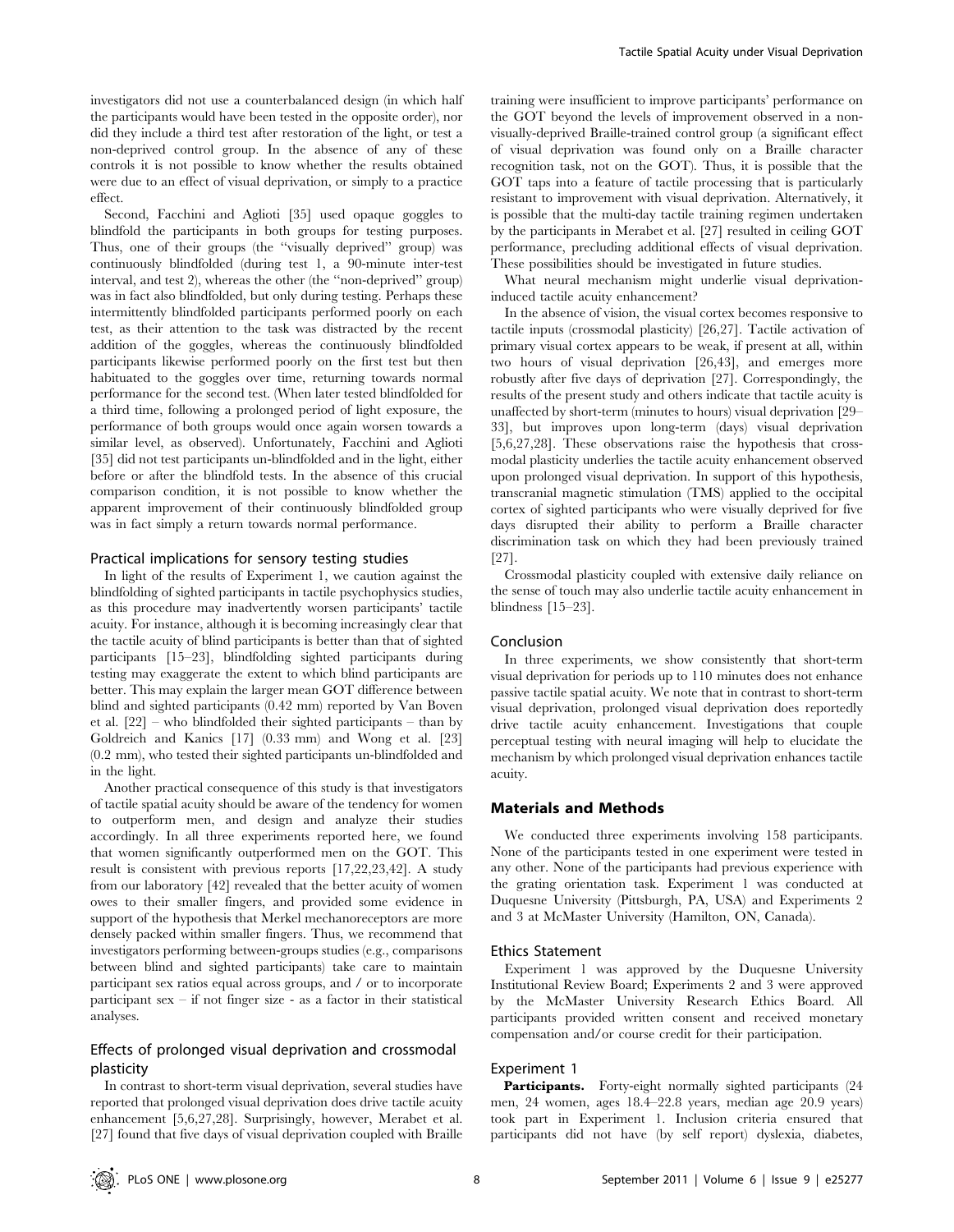investigators did not use a counterbalanced design (in which half the participants would have been tested in the opposite order), nor did they include a third test after restoration of the light, or test a non-deprived control group. In the absence of any of these controls it is not possible to know whether the results obtained were due to an effect of visual deprivation, or simply to a practice effect.

Second, Facchini and Aglioti [35] used opaque goggles to blindfold the participants in both groups for testing purposes. Thus, one of their groups (the ''visually deprived'' group) was continuously blindfolded (during test 1, a 90-minute inter-test interval, and test 2), whereas the other (the ''non-deprived'' group) was in fact also blindfolded, but only during testing. Perhaps these intermittently blindfolded participants performed poorly on each test, as their attention to the task was distracted by the recent addition of the goggles, whereas the continuously blindfolded participants likewise performed poorly on the first test but then habituated to the goggles over time, returning towards normal performance for the second test. (When later tested blindfolded for a third time, following a prolonged period of light exposure, the performance of both groups would once again worsen towards a similar level, as observed). Unfortunately, Facchini and Aglioti [35] did not test participants un-blindfolded and in the light, either before or after the blindfold tests. In the absence of this crucial comparison condition, it is not possible to know whether the apparent improvement of their continuously blindfolded group was in fact simply a return towards normal performance.

### Practical implications for sensory testing studies

In light of the results of Experiment 1, we caution against the blindfolding of sighted participants in tactile psychophysics studies, as this procedure may inadvertently worsen participants' tactile acuity. For instance, although it is becoming increasingly clear that the tactile acuity of blind participants is better than that of sighted participants [15–23], blindfolding sighted participants during testing may exaggerate the extent to which blind participants are better. This may explain the larger mean GOT difference between blind and sighted participants (0.42 mm) reported by Van Boven et al. [22] – who blindfolded their sighted participants – than by Goldreich and Kanics [17] (0.33 mm) and Wong et al. [23] (0.2 mm), who tested their sighted participants un-blindfolded and in the light.

Another practical consequence of this study is that investigators of tactile spatial acuity should be aware of the tendency for women to outperform men, and design and analyze their studies accordingly. In all three experiments reported here, we found that women significantly outperformed men on the GOT. This result is consistent with previous reports [17,22,23,42]. A study from our laboratory [42] revealed that the better acuity of women owes to their smaller fingers, and provided some evidence in support of the hypothesis that Merkel mechanoreceptors are more densely packed within smaller fingers. Thus, we recommend that investigators performing between-groups studies (e.g., comparisons between blind and sighted participants) take care to maintain participant sex ratios equal across groups, and / or to incorporate participant sex – if not finger size - as a factor in their statistical analyses.

### Effects of prolonged visual deprivation and crossmodal plasticity

In contrast to short-term visual deprivation, several studies have reported that prolonged visual deprivation does drive tactile acuity enhancement [5,6,27,28]. Surprisingly, however, Merabet et al. [27] found that five days of visual deprivation coupled with Braille training were insufficient to improve participants' performance on the GOT beyond the levels of improvement observed in a non-visually-deprived Braille-trained control group (a significant effect of visual deprivation was found only on a Braille character recognition task, not on the GOT). Thus, it is possible that the GOT taps into a feature of tactile processing that is particularly resistant to improvement with visual deprivation. Alternatively, it is possible that the multi-day tactile training regimen undertaken by the participants in Merabet et al. [27] resulted in ceiling GOT performance, precluding additional effects of visual deprivation. These possibilities should be investigated in future studies.

What neural mechanism might underlie visual deprivation-induced tactile acuity enhancement?

In the absence of vision, the visual cortex becomes responsive to tactile inputs (crossmodal plasticity) [26,27]. Tactile activation of primary visual cortex appears to be weak, if present at all, within two hours of visual deprivation [26,43], and emerges more robustly after five days of deprivation [27]. Correspondingly, the results of the present study and others indicate that tactile acuity is unaffected by short-term (minutes to hours) visual deprivation [29–33], but improves upon long-term (days) visual deprivation [5,6,27,28]. These observations raise the hypothesis that crossmodal plasticity underlies the tactile acuity enhancement observed upon prolonged visual deprivation. In support of this hypothesis, transcranial magnetic stimulation (TMS) applied to the occipital cortex of sighted participants who were visually deprived for five days disrupted their ability to perform a Braille character discrimination task on which they had been previously trained [27].

Crossmodal plasticity coupled with extensive daily reliance on the sense of touch may also underlie tactile acuity enhancement in blindness [15–23].

### Conclusion

In three experiments, we show consistently that short-term visual deprivation for periods up to 110 minutes does not enhance passive tactile spatial acuity. We note that in contrast to short-term visual deprivation, prolonged visual deprivation does reportedly drive tactile acuity enhancement. Investigations that couple perceptual testing with neural imaging will help to elucidate the mechanism by which prolonged visual deprivation enhances tactile acuity.

## Materials and Methods

We conducted three experiments involving 158 participants. None of the participants tested in one experiment were tested in any other. None of the participants had previous experience with the grating orientation task. Experiment 1 was conducted at Duquesne University (Pittsburgh, PA, USA) and Experiments 2 and 3 at McMaster University (Hamilton, ON, Canada).

### Ethics Statement

Experiment 1 was approved by the Duquesne University Institutional Review Board; Experiments 2 and 3 were approved by the McMaster University Research Ethics Board. All participants provided written consent and received monetary compensation and/or course credit for their participation.

### Experiment 1

**Participants.** Forty-eight normally sighted participants (24 men, 24 women, ages 18.4–22.8 years, median age 20.9 years) took part in Experiment 1. Inclusion criteria ensured that participants did not have (by self report) dyslexia, diabetes,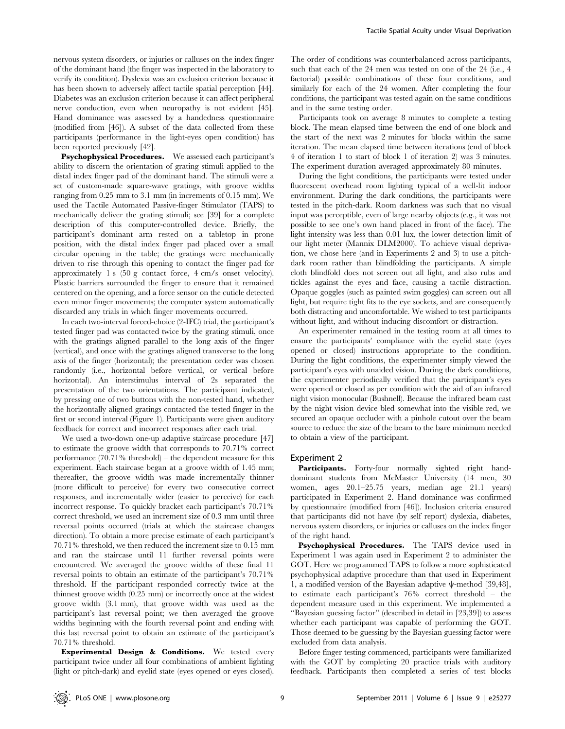nervous system disorders, or injuries or calluses on the index finger of the dominant hand (the finger was inspected in the laboratory to verify its condition). Dyslexia was an exclusion criterion because it has been shown to adversely affect tactile spatial perception [44]. Diabetes was an exclusion criterion because it can affect peripheral nerve conduction, even when neuropathy is not evident [45]. Hand dominance was assessed by a handedness questionnaire (modified from [46]). A subset of the data collected from these participants (performance in the light-eyes open condition) has been reported previously [42].

**Psychophysical Procedures.** We assessed each participant's ability to discern the orientation of grating stimuli applied to the distal index finger pad of the dominant hand. The stimuli were a set of custom-made square-wave gratings, with groove widths ranging from 0.25 mm to 3.1 mm (in increments of 0.15 mm). We used the Tactile Automated Passive-finger Stimulator (TAPS) to mechanically deliver the grating stimuli; see [39] for a complete description of this computer-controlled device. Briefly, the participant's dominant arm rested on a tabletop in prone position, with the distal index finger pad placed over a small circular opening in the table; the gratings were mechanically driven to rise through this opening to contact the finger pad for approximately 1 s (50 g contact force, 4 cm/s onset velocity). Plastic barriers surrounded the finger to ensure that it remained centered on the opening, and a force sensor on the cuticle detected even minor finger movements; the computer system automatically discarded any trials in which finger movements occurred.

In each two-interval forced-choice (2-IFC) trial, the participant's tested finger pad was contacted twice by the grating stimuli, once with the gratings aligned parallel to the long axis of the finger (vertical), and once with the gratings aligned transverse to the long axis of the finger (horizontal); the presentation order was chosen randomly (i.e., horizontal before vertical, or vertical before horizontal). An interstimulus interval of 2s separated the presentation of the two orientations. The participant indicated, by pressing one of two buttons with the non-tested hand, whether the horizontally aligned gratings contacted the tested finger in the first or second interval (Figure 1). Participants were given auditory feedback for correct and incorrect responses after each trial.

We used a two-down one-up adaptive staircase procedure [47] to estimate the groove width that corresponds to 70.71% correct performance (70.71% threshold) – the dependent measure for this experiment. Each staircase began at a groove width of 1.45 mm; thereafter, the groove width was made incrementally thinner (more difficult to perceive) for every two consecutive correct responses, and incrementally wider (easier to perceive) for each incorrect response. To quickly bracket each participant's 70.71% correct threshold, we used an increment size of 0.3 mm until three reversal points occurred (trials at which the staircase changes direction). To obtain a more precise estimate of each participant's 70.71% threshold, we then reduced the increment size to 0.15 mm and ran the staircase until 11 further reversal points were encountered. We averaged the groove widths of these final 11 reversal points to obtain an estimate of the participant's 70.71% threshold. If the participant responded correctly twice at the thinnest groove width (0.25 mm) or incorrectly once at the widest groove width (3.1 mm), that groove width was used as the participant's last reversal point; we then averaged the groove widths beginning with the fourth reversal point and ending with this last reversal point to obtain an estimate of the participant's 70.71% threshold.

**Experimental Design & Conditions.** We tested every participant twice under all four combinations of ambient lighting (light or pitch-dark) and eyelid state (eyes opened or eyes closed). The order of conditions was counterbalanced across participants, such that each of the 24 men was tested on one of the 24 (i.e., 4 factorial) possible combinations of these four conditions, and similarly for each of the 24 women. After completing the four conditions, the participant was tested again on the same conditions and in the same testing order.

Participants took on average 8 minutes to complete a testing block. The mean elapsed time between the end of one block and the start of the next was 2 minutes for blocks within the same iteration. The mean elapsed time between iterations (end of block 4 of iteration 1 to start of block 1 of iteration 2) was 3 minutes. The experiment duration averaged approximately 80 minutes.

During the light conditions, the participants were tested under fluorescent overhead room lighting typical of a well-lit indoor environment. During the dark conditions, the participants were tested in the pitch-dark. Room darkness was such that no visual input was perceptible, even of large nearby objects (e.g., it was not possible to see one's own hand placed in front of the face). The light intensity was less than 0.01 lux, the lower detection limit of our light meter (Mannix DLM2000). To achieve visual deprivation, we chose here (and in Experiments 2 and 3) to use a pitch-dark room rather than blindfolding the participants. A simple cloth blindfold does not screen out all light, and also rubs and tickles against the eyes and face, causing a tactile distraction. Opaque goggles (such as painted swim goggles) can screen out all light, but require tight fits to the eye sockets, and are consequently both distracting and uncomfortable. We wished to test participants without light, and without inducing discomfort or distraction.

An experimenter remained in the testing room at all times to ensure the participants' compliance with the eyelid state (eyes opened or closed) instructions appropriate to the condition. During the light conditions, the experimenter simply viewed the participant's eyes with unaided vision. During the dark conditions, the experimenter periodically verified that the participant's eyes were opened or closed as per condition with the aid of an infrared night vision monocular (Bushnell). Because the infrared beam cast by the night vision device bled somewhat into the visible red, we secured an opaque occluder with a pinhole cutout over the beam source to reduce the size of the beam to the bare minimum needed to obtain a view of the participant.

## Experiment 2

**Participants.** Forty-four normally sighted right hand-dominant students from McMaster University (14 men, 30 women, ages 20.1–25.75 years, median age 21.1 years) participated in Experiment 2. Hand dominance was confirmed by questionnaire (modified from [46]). Inclusion criteria ensured that participants did not have (by self report) dyslexia, diabetes, nervous system disorders, or injuries or calluses on the index finger of the right hand.

**Psychophysical Procedures.** The TAPS device used in Experiment 1 was again used in Experiment 2 to administer the GOT. Here we programmed TAPS to follow a more sophisticated psychophysical adaptive procedure than that used in Experiment 1, a modified version of the Bayesian adaptive ψ-method [39,48], to estimate each participant's 76% correct threshold – the dependent measure used in this experiment. We implemented a "Bayesian guessing factor" (described in detail in [23,39]) to assess whether each participant was capable of performing the GOT. Those deemed to be guessing by the Bayesian guessing factor were excluded from data analysis.

Before finger testing commenced, participants were familiarized with the GOT by completing 20 practice trials with auditory feedback. Participants then completed a series of test blocks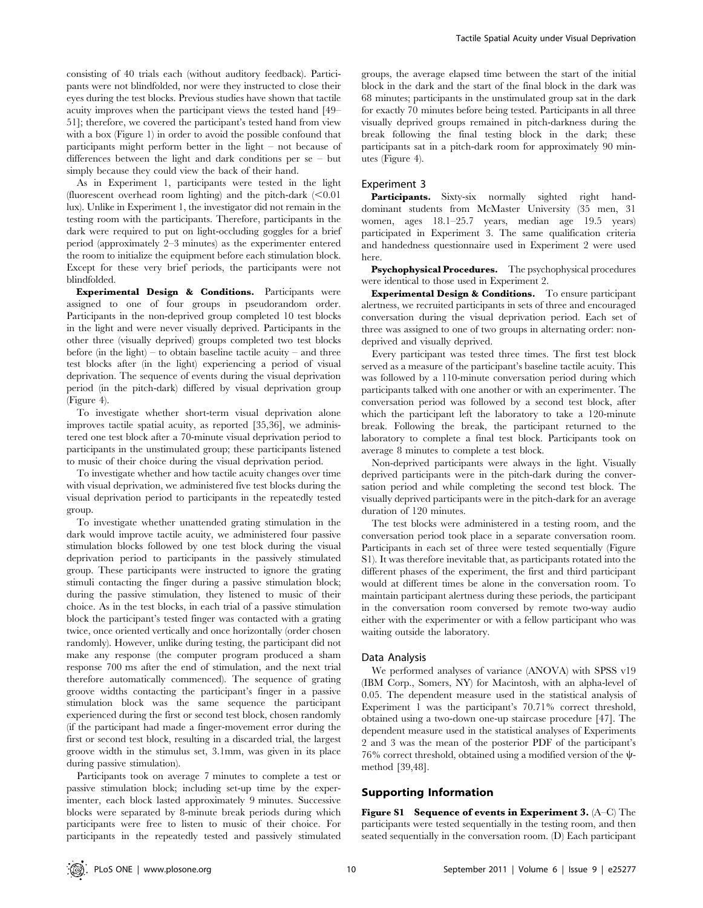consisting of 40 trials each (without auditory feedback). Participants were not blindfolded, nor were they instructed to close their eyes during the test blocks. Previous studies have shown that tactile acuity improves when the participant views the tested hand [49–51]; therefore, we covered the participant's tested hand from view with a box (Figure 1) in order to avoid the possible confound that participants might perform better in the light – not because of differences between the light and dark conditions per se – but simply because they could view the back of their hand.

As in Experiment 1, participants were tested in the light (fluorescent overhead room lighting) and the pitch-dark (<0.01 lux). Unlike in Experiment 1, the investigator did not remain in the testing room with the participants. Therefore, participants in the dark were required to put on light-occluding goggles for a brief period (approximately 2–3 minutes) as the experimenter entered the room to initialize the equipment before each stimulation block. Except for these very brief periods, the participants were not blindfolded.

**Experimental Design & Conditions.** Participants were assigned to one of four groups in pseudorandom order. Participants in the non-deprived group completed 10 test blocks in the light and were never visually deprived. Participants in the other three (visually deprived) groups completed two test blocks before (in the light) – to obtain baseline tactile acuity – and three test blocks after (in the light) experiencing a period of visual deprivation. The sequence of events during the visual deprivation period (in the pitch-dark) differed by visual deprivation group (Figure 4).

To investigate whether short-term visual deprivation alone improves tactile spatial acuity, as reported [35,36], we administered one test block after a 70-minute visual deprivation period to participants in the unstimulated group; these participants listened to music of their choice during the visual deprivation period.

To investigate whether and how tactile acuity changes over time with visual deprivation, we administered five test blocks during the visual deprivation period to participants in the repeatedly tested group.

To investigate whether unattended grating stimulation in the dark would improve tactile acuity, we administered four passive stimulation blocks followed by one test block during the visual deprivation period to participants in the passively stimulated group. These participants were instructed to ignore the grating stimuli contacting the finger during a passive stimulation block; during the passive stimulation, they listened to music of their choice. As in the test blocks, in each trial of a passive stimulation block the participant's tested finger was contacted with a grating twice, once oriented vertically and once horizontally (order chosen randomly). However, unlike during testing, the participant did not make any response (the computer program produced a sham response 700 ms after the end of stimulation, and the next trial therefore automatically commenced). The sequence of grating groove widths contacting the participant's finger in a passive stimulation block was the same sequence the participant experienced during the first or second test block, chosen randomly (if the participant had made a finger-movement error during the first or second test block, resulting in a discarded trial, the largest groove width in the stimulus set, 3.1mm, was given in its place during passive stimulation).

Participants took on average 7 minutes to complete a test or passive stimulation block; including set-up time by the experimenter, each block lasted approximately 9 minutes. Successive blocks were separated by 8-minute break periods during which participants were free to listen to music of their choice. For participants in the repeatedly tested and passively stimulated groups, the average elapsed time between the start of the initial block in the dark and the start of the final block in the dark was 68 minutes; participants in the unstimulated group sat in the dark for exactly 70 minutes before being tested. Participants in all three visually deprived groups remained in pitch-darkness during the break following the final testing block in the dark; these participants sat in a pitch-dark room for approximately 90 minutes (Figure 4).

## Experiment 3

**Participants.** Sixty-six normally sighted right hand-dominant students from McMaster University (35 men, 31 women, ages 18.1–25.7 years, median age 19.5 years) participated in Experiment 3. The same qualification criteria and handedness questionnaire used in Experiment 2 were used here.

**Psychophysical Procedures.** The psychophysical procedures were identical to those used in Experiment 2.

**Experimental Design & Conditions.** To ensure participant alertness, we recruited participants in sets of three and encouraged conversation during the visual deprivation period. Each set of three was assigned to one of two groups in alternating order: non-deprived and visually deprived.

Every participant was tested three times. The first test block served as a measure of the participant's baseline tactile acuity. This was followed by a 110-minute conversation period during which participants talked with one another or with an experimenter. The conversation period was followed by a second test block, after which the participant left the laboratory to take a 120-minute break. Following the break, the participant returned to the laboratory to complete a final test block. Participants took on average 8 minutes to complete a test block.

Non-deprived participants were always in the light. Visually deprived participants were in the pitch-dark during the conversation period and while completing the second test block. The visually deprived participants were in the pitch-dark for an average duration of 120 minutes.

The test blocks were administered in a testing room, and the conversation period took place in a separate conversation room. Participants in each set of three were tested sequentially (Figure S1). It was therefore inevitable that, as participants rotated into the different phases of the experiment, the first and third participant would at different times be alone in the conversation room. To maintain participant alertness during these periods, the participant in the conversation room conversed by remote two-way audio either with the experimenter or with a fellow participant who was waiting outside the laboratory.

## Data Analysis

We performed analyses of variance (ANOVA) with SPSS v19 (IBM Corp., Somers, NY) for Macintosh, with an alpha-level of 0.05. The dependent measure used in the statistical analysis of Experiment 1 was the participant's 70.71% correct threshold, obtained using a two-down one-up staircase procedure [47]. The dependent measure used in the statistical analyses of Experiments 2 and 3 was the mean of the posterior PDF of the participant's 76% correct threshold, obtained using a modified version of the $\psi$-method [39,48].

# Supporting Information

**Figure S1 Sequence of events in Experiment 3.** (A–C) The participants were tested sequentially in the testing room, and then seated sequentially in the conversation room. (D) Each participant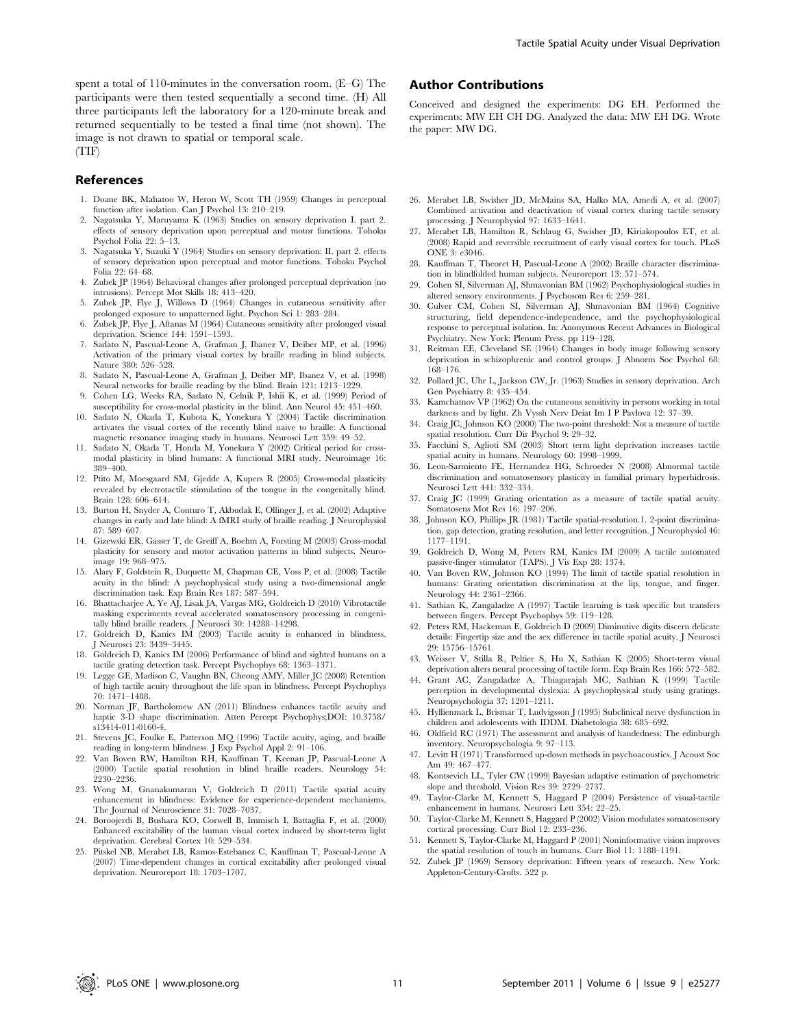spent a total of 110-minutes in the conversation room. (E–G) The participants were then tested sequentially a second time. (H) All three participants left the laboratory for a 120-minute break and returned sequentially to be tested a final time (not shown). The image is not drawn to spatial or temporal scale.
(TIF)

## Author Contributions

Conceived and designed the experiments: DG EH. Performed the experiments: MW EH CH DG. Analyzed the data: MW EH DG. Wrote the paper: MW DG.

## References

1. Doane BK, Mahatoo W, Heron W, Scott TH (1959) Changes in perceptual function after isolation. Can J Psychol 13: 210–219.
2. Nagatsuka Y, Maruyama K (1963) Studies on sensory deprivation I. part 2. effects of sensory deprivation upon perceptual and motor functions. Tohoku Psychol Folia 22: 5–13.
3. Nagatsuka Y, Suzuki Y (1964) Studies on sensory deprivation: II. part 2. effects of sensory deprivation upon perceptual and motor functions. Tohoku Psychol Folia 22: 64–68.
4. Zubek JP (1964) Behavioral changes after prolonged perceptual deprivation (no intrusions). Percept Mot Skills 18: 413–420.
5. Zubek JP, Flye J, Willows D (1964) Changes in cutaneous sensitivity after prolonged exposure to unpatterned light. Psychon Sci 1: 283–284.
6. Zubek JP, Flye J, Aftanas M (1964) Cutaneous sensitivity after prolonged visual deprivation. Science 144: 1591–1593.
7. Sadato N, Pascual-Leone A, Grafman J, Ibanez V, Deiber MP, et al. (1996) Activation of the primary visual cortex by braille reading in blind subjects. Nature 380: 526–528.
8. Sadato N, Pascual-Leone A, Grafman J, Deiber MP, Ibanez V, et al. (1998) Neural networks for braille reading by the blind. Brain 121: 1213–1229.
9. Cohen LG, Weeks RA, Sadato N, Celnik P, Ishii K, et al. (1999) Period of susceptibility for cross-modal plasticity in the blind. Ann Neurol 45: 451–460.
10. Sadato N, Okada T, Kubota K, Yonekura Y (2004) Tactile discrimination activates the visual cortex of the recently blind naive to braille: A functional magnetic resonance imaging study in humans. Neurosci Lett 359: 49–52.
11. Sadato N, Okada T, Honda M, Yonekura Y (2002) Critical period for cross-modal plasticity in blind humans: A functional MRI study. Neuroimage 16: 389–400.
12. Ptito M, Moesgaard SM, Gjedde A, Kupers R (2005) Cross-modal plasticity revealed by electrotactile stimulation of the tongue in the congenitally blind. Brain 128: 606–614.
13. Burton H, Snyder A, Conturo T, Akbudak E, Ollinger J, et al. (2002) Adaptive changes in early and late blind: A fMRI study of braille reading. J Neurophysiol 87: 589–607.
14. Gizewski ER, Gasser T, de Greiff A, Boehm A, Forsting M (2003) Cross-modal plasticity for sensory and motor activation patterns in blind subjects. Neuroimage 19: 968–975.
15. Alary F, Goldstein R, Duquette M, Chapman CE, Voss P, et al. (2008) Tactile acuity in the blind: A psychophysical study using a two-dimensional angle discrimination task. Exp Brain Res 187: 587–594.
16. Bhattacharjee A, Ye AJ, Lisak JA, Vargas MG, Goldreich D (2010) Vibrotactile masking experiments reveal accelerated somatosensory processing in congenitally blind braille readers. J Neurosci 30: 14288–14298.
17. Goldreich D, Kanics IM (2003) Tactile acuity is enhanced in blindness. J Neurosci 23: 3439–3445.
18. Goldreich D, Kanics IM (2006) Performance of blind and sighted humans on a tactile grating detection task. Percept Psychophys 68: 1363–1371.
19. Legge GE, Madison C, Vaughn BN, Cheong AMY, Miller JC (2008) Retention of high tactile acuity throughout the life span in blindness. Percept Psychophys 70: 1471–1488.
20. Norman JF, Bartholomew AN (2011) Blindness enhances tactile acuity and haptic 3-D shape discrimination. Atten Percept Psychophys;DOI: 10.3758/s13414-011-0160-4.
21. Stevens JC, Foulke E, Patterson MQ (1996) Tactile acuity, aging, and braille reading in long-term blindness. J Exp Psychol Appl 2: 91–106.
22. Van Boven RW, Hamilton RH, Kauffman T, Keenan JP, Pascual-Leone A (2000) Tactile spatial resolution in blind braille readers. Neurology 54: 2230–2236.
23. Wong M, Gnanakumaran V, Goldreich D (2011) Tactile spatial acuity enhancement in blindness: Evidence for experience-dependent mechanisms. The Journal of Neuroscience 31: 7028–7037.
24. Boroojerdi B, Bushara KO, Corwell B, Immisch I, Battaglia F, et al. (2000) Enhanced excitability of the human visual cortex induced by short-term light deprivation. Cerebral Cortex 10: 529–534.
25. Pitskel NB, Merabet LB, Ramos-Estebanez C, Kauffman T, Pascual-Leone A (2007) Time-dependent changes in cortical excitability after prolonged visual deprivation. Neuroreport 18: 1703–1707.
26. Merabet LB, Swisher JD, McMains SA, Halko MA, Amedi A, et al. (2007) Combined activation and deactivation of visual cortex during tactile sensory processing. J Neurophysiol 97: 1633–1641.
27. Merabet LB, Hamilton R, Schlaug G, Swisher JD, Kiriakopoulos ET, et al. (2008) Rapid and reversible recruitment of early visual cortex for touch. PLoS ONE 3: e3046.
28. Kauffman T, Theoret H, Pascual-Leone A (2002) Braille character discrimination in blindfolded human subjects. Neuroreport 13: 571–574.
29. Cohen SI, Silverman AJ, Shmavonian BM (1962) Psychophysiological studies in altered sensory environments. J Psychosom Res 6: 259–281.
30. Culver CM, Cohen SI, Silverman AJ, Shmavonian BM (1964) Cognitive structuring, field dependence-independence, and the psychophysiological response to perceptual isolation. In: Anonymous Recent Advances in Biological Psychiatry. New York: Plenum Press. pp 119–128.
31. Reitman EE, Cleveland SE (1964) Changes in body image following sensory deprivation in schizophrenic and control groups. J Abnorm Soc Psychol 68: 168–176.
32. Pollard JC, Uhr L, Jackson CW, Jr. (1963) Studies in sensory deprivation. Arch Gen Psychiatry 8: 435–454.
33. Kamchatnov VP (1962) On the cutaneous sensitivity in persons working in total darkness and by light. Zh Vyssh Nerv Deiat Im I P Pavlova 12: 37–39.
34. Craig JC, Johnson KO (2000) The two-point threshold: Not a measure of tactile spatial resolution. Curr Dir Psychol 9: 29–32.
35. Facchini S, Aglioti SM (2003) Short term light deprivation increases tactile spatial acuity in humans. Neurology 60: 1998–1999.
36. Leon-Sarmiento FE, Hernandez HG, Schroeder N (2008) Abnormal tactile discrimination and somatosensory plasticity in familial primary hyperhidrosis. Neurosci Lett 441: 332–334.
37. Craig JC (1999) Grating orientation as a measure of tactile spatial acuity. Somatosens Mot Res 16: 197–206.
38. Johnson KO, Phillips JR (1981) Tactile spatial-resolution.1. 2-point discrimination, gap detection, grating resolution, and letter recognition. J Neurophysiol 46: 1177–1191.
39. Goldreich D, Wong M, Peters RM, Kanics IM (2009) A tactile automated passive-finger stimulator (TAPS). J Vis Exp 28: 1374.
40. Van Boven RW, Johnson KO (1994) The limit of tactile spatial resolution in humans: Grating orientation discrimination at the lip, tongue, and finger. Neurology 44: 2361–2366.
41. Sathian K, Zangaladze A (1997) Tactile learning is task specific but transfers between fingers. Percept Psychophys 59: 119–128.
42. Peters RM, Hackeman E, Goldreich D (2009) Diminutive digits discern delicate details: Fingertip size and the sex difference in tactile spatial acuity. J Neurosci 29: 15756–15761.
43. Weisser V, Stilla R, Peltier S, Hu X, Sathian K (2005) Short-term visual deprivation alters neural processing of tactile form. Exp Brain Res 166: 572–582.
44. Grant AC, Zangaladze A, Thiagarajah MC, Sathian K (1999) Tactile perception in developmental dyslexia: A psychophysical study using gratings. Neuropsychologia 37: 1201–1211.
45. Hyllienmark L, Brismar T, Ludvigsson J (1995) Subclinical nerve dysfunction in children and adolescents with IDDM. Diabetologia 38: 685–692.
46. Oldfield RC (1971) The assessment and analysis of handedness: The edinburgh inventory. Neuropsychologia 9: 97–113.
47. Levitt H (1971) Transformed up-down methods in psychoacoustics. J Acoust Soc Am 49: 467–477.
48. Kontsevich LL, Tyler CW (1999) Bayesian adaptive estimation of psychometric slope and threshold. Vision Res 39: 2729–2737.
49. Taylor-Clarke M, Kennett S, Haggard P (2004) Persistence of visual-tactile enhancement in humans. Neurosci Lett 354: 22–25.
50. Taylor-Clarke M, Kennett S, Haggard P (2002) Vision modulates somatosensory cortical processing. Curr Biol 12: 233–236.
51. Kennett S, Taylor-Clarke M, Haggard P (2001) Noninformative vision improves the spatial resolution of touch in humans. Curr Biol 11: 1188–1191.
52. Zubek JP (1969) Sensory deprivation: Fifteen years of research. New York: Appleton-Century-Crofts. 522 p.